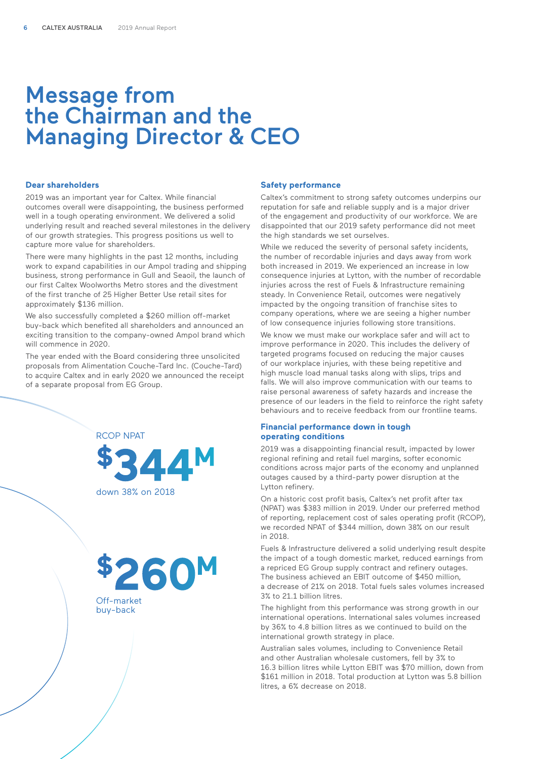# Message from the Chairman and the Managing Director & CEO

## Dear shareholders

2019 was an important year for Caltex. While financial outcomes overall were disappointing, the business performed well in a tough operating environment. We delivered a solid underlying result and reached several milestones in the delivery of our growth strategies. This progress positions us well to capture more value for shareholders.

There were many highlights in the past 12 months, including work to expand capabilities in our Ampol trading and shipping business, strong performance in Gull and Seaoil, the launch of our first Caltex Woolworths Metro stores and the divestment of the first tranche of 25 Higher Better Use retail sites for approximately $136 million.

We also successfully completed a $260 million off-market buy-back which benefited all shareholders and announced an exciting transition to the company-owned Ampol brand which will commence in 2020.

The year ended with the Board considering three unsolicited proposals from Alimentation Couche-Tard Inc. (Couche-Tard) to acquire Caltex and in early 2020 we announced the receipt of a separate proposal from EG Group.

RCOP NPAT

**$344M**

down 38% on 2018

**$260M**

Off-market buy-back

## Safety performance

Caltex's commitment to strong safety outcomes underpins our reputation for safe and reliable supply and is a major driver of the engagement and productivity of our workforce. We are disappointed that our 2019 safety performance did not meet the high standards we set ourselves.

While we reduced the severity of personal safety incidents, the number of recordable injuries and days away from work both increased in 2019. We experienced an increase in low consequence injuries at Lytton, with the number of recordable injuries across the rest of Fuels & Infrastructure remaining steady. In Convenience Retail, outcomes were negatively impacted by the ongoing transition of franchise sites to company operations, where we are seeing a higher number of low consequence injuries following store transitions.

We know we must make our workplace safer and will act to improve performance in 2020. This includes the delivery of targeted programs focused on reducing the major causes of our workplace injuries, with these being repetitive and high muscle load manual tasks along with slips, trips and falls. We will also improve communication with our teams to raise personal awareness of safety hazards and increase the presence of our leaders in the field to reinforce the right safety behaviours and to receive feedback from our frontline teams.

## Financial performance down in tough operating conditions

2019 was a disappointing financial result, impacted by lower regional refining and retail fuel margins, softer economic conditions across major parts of the economy and unplanned outages caused by a third-party power disruption at the Lytton refinery.

On a historic cost profit basis, Caltex's net profit after tax (NPAT) was $383 million in 2019. Under our preferred method of reporting, replacement cost of sales operating profit (RCOP), we recorded NPAT of $344 million, down 38% on our result in 2018.

Fuels & Infrastructure delivered a solid underlying result despite the impact of a tough domestic market, reduced earnings from a repriced EG Group supply contract and refinery outages. The business achieved an EBIT outcome of $450 million, a decrease of 21% on 2018. Total fuels sales volumes increased 3% to 21.1 billion litres.

The highlight from this performance was strong growth in our international operations. International sales volumes increased by 36% to 4.8 billion litres as we continued to build on the international growth strategy in place.

Australian sales volumes, including to Convenience Retail and other Australian wholesale customers, fell by 3% to 16.3 billion litres while Lytton EBIT was $70 million, down from $161 million in 2018. Total production at Lytton was 5.8 billion litres, a 6% decrease on 2018.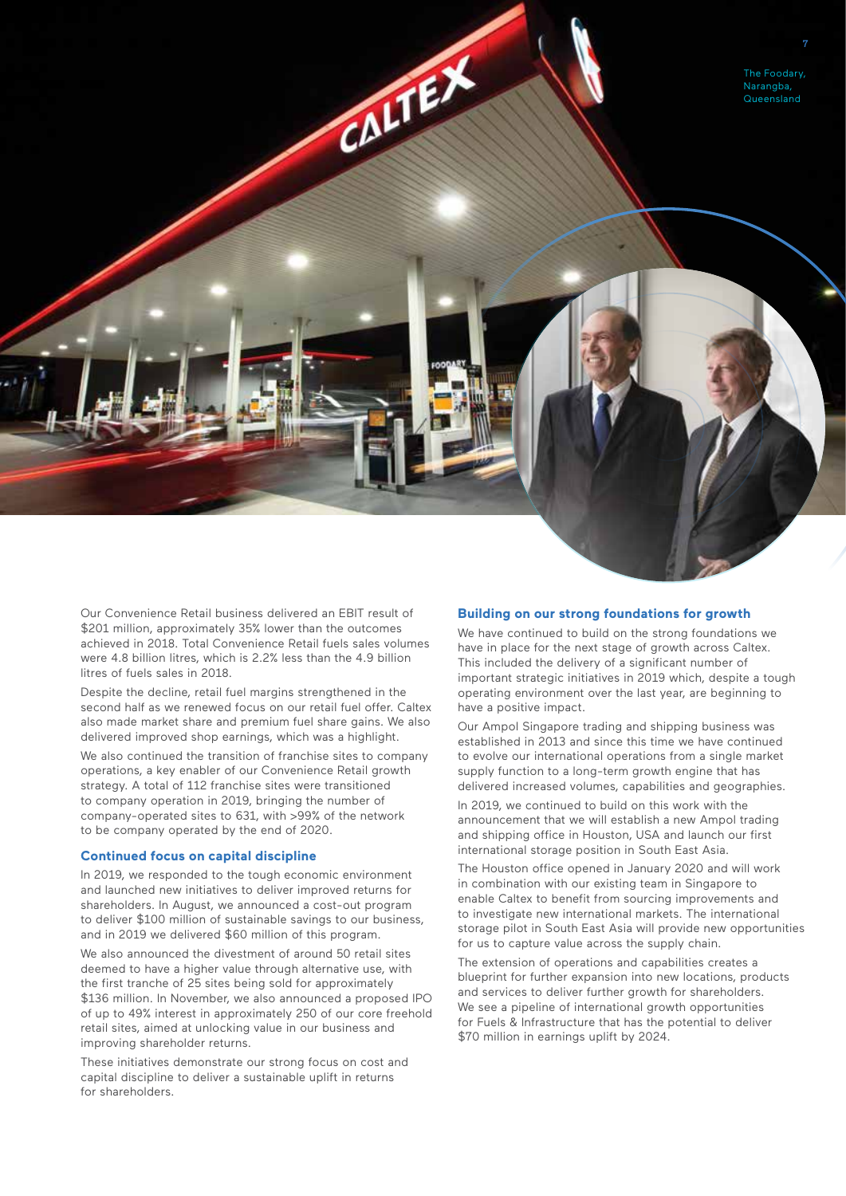The Foodary, Narangba, Queensland

Our Convenience Retail business delivered an EBIT result of $201 million, approximately 35% lower than the outcomes achieved in 2018. Total Convenience Retail fuels sales volumes were 4.8 billion litres, which is 2.2% less than the 4.9 billion litres of fuels sales in 2018.

Despite the decline, retail fuel margins strengthened in the second half as we renewed focus on our retail fuel offer. Caltex also made market share and premium fuel share gains. We also delivered improved shop earnings, which was a highlight.

We also continued the transition of franchise sites to company operations, a key enabler of our Convenience Retail growth strategy. A total of 112 franchise sites were transitioned to company operation in 2019, bringing the number of company-operated sites to 631, with >99% of the network to be company operated by the end of 2020.

### Continued focus on capital discipline

In 2019, we responded to the tough economic environment and launched new initiatives to deliver improved returns for shareholders. In August, we announced a cost-out program to deliver $100 million of sustainable savings to our business, and in 2019 we delivered $60 million of this program.

We also announced the divestment of around 50 retail sites deemed to have a higher value through alternative use, with the first tranche of 25 sites being sold for approximately $136 million. In November, we also announced a proposed IPO of up to 49% interest in approximately 250 of our core freehold retail sites, aimed at unlocking value in our business and improving shareholder returns.

These initiatives demonstrate our strong focus on cost and capital discipline to deliver a sustainable uplift in returns for shareholders.

### Building on our strong foundations for growth

We have continued to build on the strong foundations we have in place for the next stage of growth across Caltex. This included the delivery of a significant number of important strategic initiatives in 2019 which, despite a tough operating environment over the last year, are beginning to have a positive impact.

Our Ampol Singapore trading and shipping business was established in 2013 and since this time we have continued to evolve our international operations from a single market supply function to a long-term growth engine that has delivered increased volumes, capabilities and geographies.

In 2019, we continued to build on this work with the announcement that we will establish a new Ampol trading and shipping office in Houston, USA and launch our first international storage position in South East Asia.

The Houston office opened in January 2020 and will work in combination with our existing team in Singapore to enable Caltex to benefit from sourcing improvements and to investigate new international markets. The international storage pilot in South East Asia will provide new opportunities for us to capture value across the supply chain.

The extension of operations and capabilities creates a blueprint for further expansion into new locations, products and services to deliver further growth for shareholders. We see a pipeline of international growth opportunities for Fuels & Infrastructure that has the potential to deliver $70 million in earnings uplift by 2024.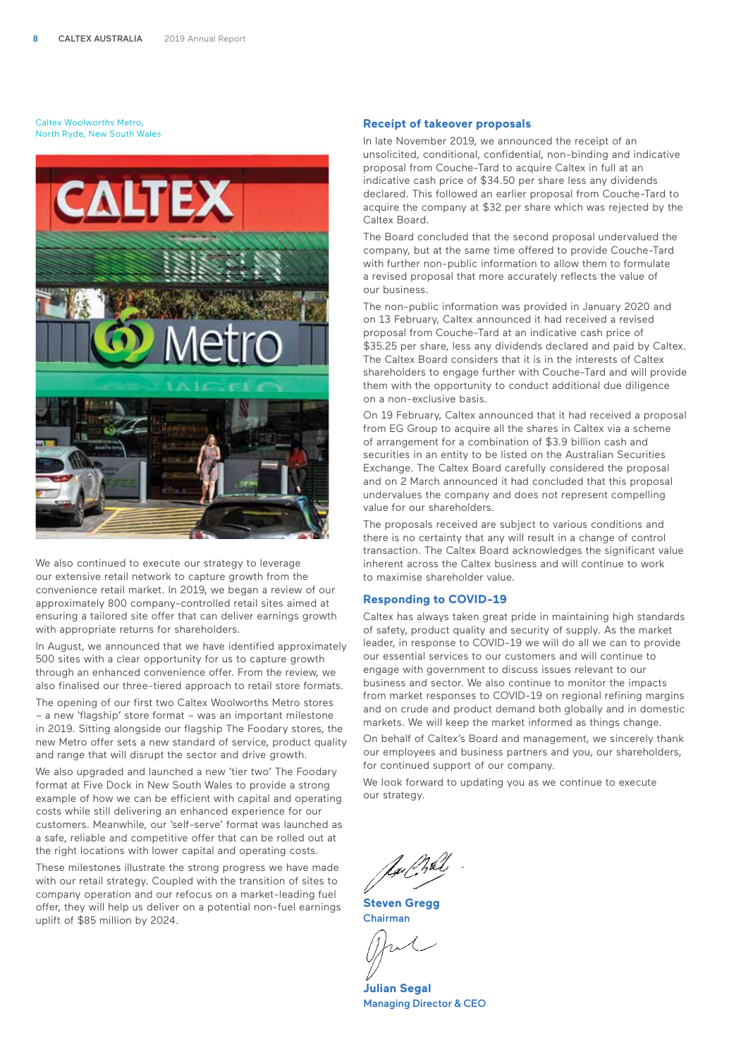Caltex Woolworths Metro, North Ryde, New South Wales

We also continued to execute our strategy to leverage our extensive retail network to capture growth from the convenience retail market. In 2019, we began a review of our approximately 800 company-controlled retail sites aimed at ensuring a tailored site offer that can deliver earnings growth with appropriate returns for shareholders.

In August, we announced that we have identified approximately 500 sites with a clear opportunity for us to capture growth through an enhanced convenience offer. From the review, we also finalised our three-tiered approach to retail store formats.

The opening of our first two Caltex Woolworths Metro stores – a new 'flagship' store format – was an important milestone in 2019. Sitting alongside our flagship The Foodary stores, the new Metro offer sets a new standard of service, product quality and range that will disrupt the sector and drive growth.

We also upgraded and launched a new 'tier two' The Foodary format at Five Dock in New South Wales to provide a strong example of how we can be efficient with capital and operating costs while still delivering an enhanced experience for our customers. Meanwhile, our 'self-serve' format was launched as a safe, reliable and competitive offer that can be rolled out at the right locations with lower capital and operating costs.

These milestones illustrate the strong progress we have made with our retail strategy. Coupled with the transition of sites to company operation and our refocus on a market-leading fuel offer, they will help us deliver on a potential non-fuel earnings uplift of $85 million by 2024.

## Receipt of takeover proposals

In late November 2019, we announced the receipt of an unsolicited, conditional, confidential, non-binding and indicative proposal from Couche-Tard to acquire Caltex in full at an indicative cash price of $34.50 per share less any dividends declared. This followed an earlier proposal from Couche-Tard to acquire the company at $32 per share which was rejected by the Caltex Board.

The Board concluded that the second proposal undervalued the company, but at the same time offered to provide Couche-Tard with further non-public information to allow them to formulate a revised proposal that more accurately reflects the value of our business.

The non-public information was provided in January 2020 and on 13 February, Caltex announced it had received a revised proposal from Couche-Tard at an indicative cash price of $35.25 per share, less any dividends declared and paid by Caltex. The Caltex Board considers that it is in the interests of Caltex shareholders to engage further with Couche-Tard and will provide them with the opportunity to conduct additional due diligence on a non-exclusive basis.

On 19 February, Caltex announced that it had received a proposal from EG Group to acquire all the shares in Caltex via a scheme of arrangement for a combination of $3.9 billion cash and securities in an entity to be listed on the Australian Securities Exchange. The Caltex Board carefully considered the proposal and on 2 March announced it had concluded that this proposal undervalues the company and does not represent compelling value for our shareholders.

The proposals received are subject to various conditions and there is no certainty that any will result in a change of control transaction. The Caltex Board acknowledges the significant value inherent across the Caltex business and will continue to work to maximise shareholder value.

## Responding to COVID-19

Caltex has always taken great pride in maintaining high standards of safety, product quality and security of supply. As the market leader, in response to COVID-19 we will do all we can to provide our essential services to our customers and will continue to engage with government to discuss issues relevant to our business and sector. We also continue to monitor the impacts from market responses to COVID-19 on regional refining margins and on crude and product demand both globally and in domestic markets. We will keep the market informed as things change.

On behalf of Caltex's Board and management, we sincerely thank our employees and business partners and you, our shareholders, for continued support of our company.

We look forward to updating you as we continue to execute our strategy.

**Steven Gregg**
Chairman

**Julian Segal**
Managing Director & CEO